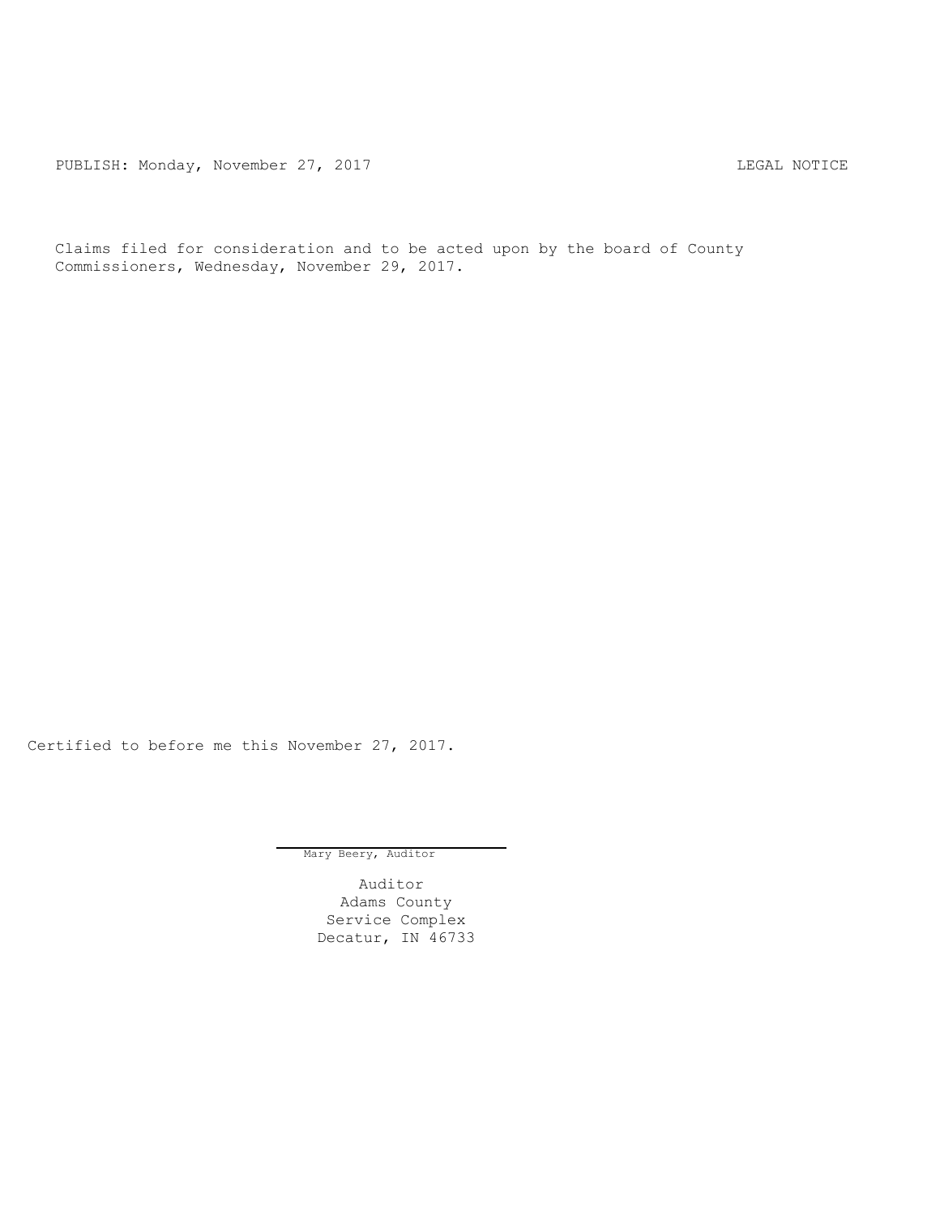PUBLISH: Monday, November 27, 2017 LEGAL NOTICE

Claims filed for consideration and to be acted upon by the board of County Commissioners, Wednesday, November 29, 2017.

Certified to before me this November 27, 2017.

Mary Beery, Auditor

Auditor
Adams County
Service Complex
Decatur, IN 46733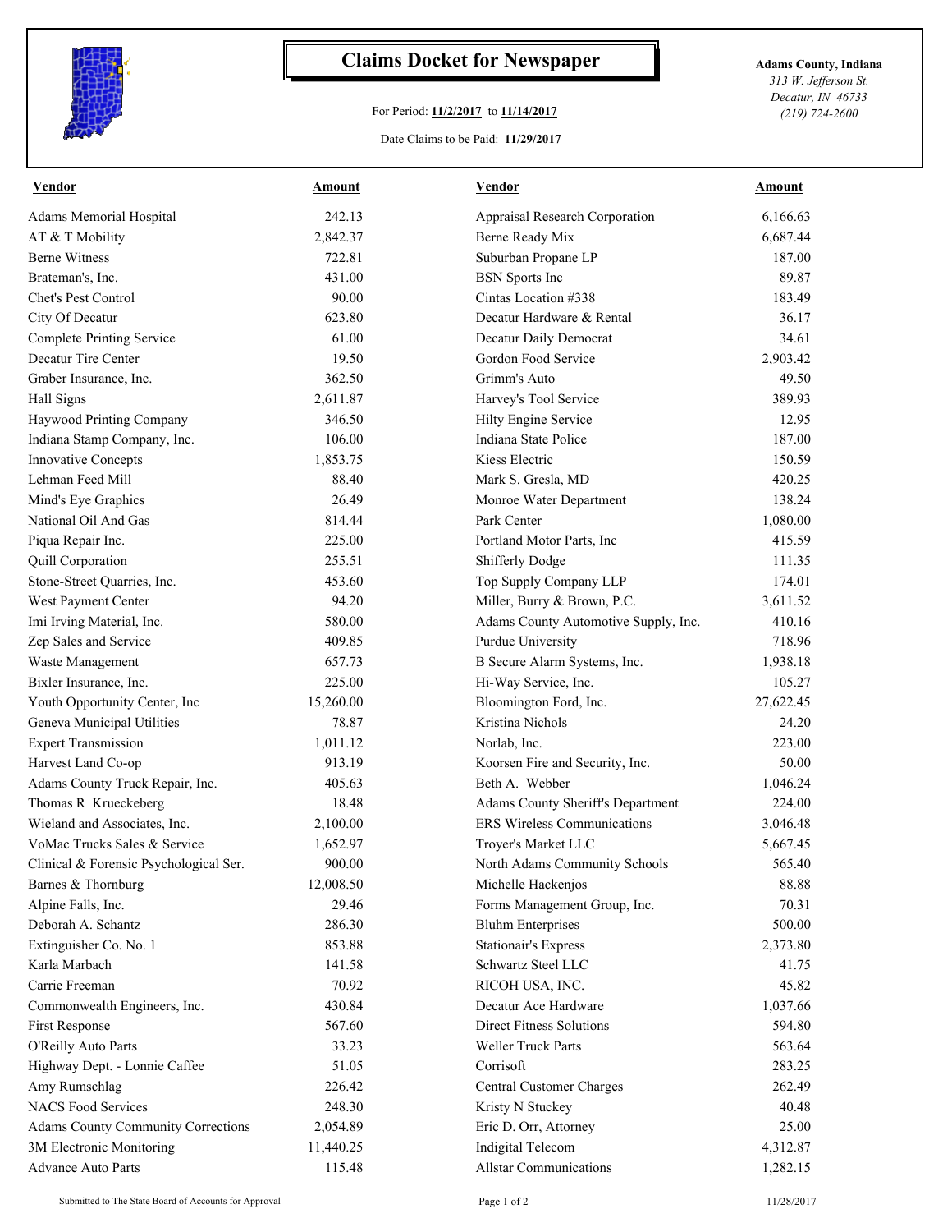# Claims Docket for Newspaper

For Period: **11/2/2017** to **11/14/2017**

Date Claims to be Paid: **11/29/2017**

**Adams County, Indiana**
*313 W. Jefferson St.*
*Decatur, IN 46733*
*(219) 724-2600*

| Vendor | Amount | Vendor | Amount |
|---|---|---|---|
| Adams Memorial Hospital | 242.13 | Appraisal Research Corporation | 6,166.63 |
| AT & T Mobility | 2,842.37 | Berne Ready Mix | 6,687.44 |
| Berne Witness | 722.81 | Suburban Propane LP | 187.00 |
| Brateman's, Inc. | 431.00 | BSN Sports Inc | 89.87 |
| Chet's Pest Control | 90.00 | Cintas Location #338 | 183.49 |
| City Of Decatur | 623.80 | Decatur Hardware & Rental | 36.17 |
| Complete Printing Service | 61.00 | Decatur Daily Democrat | 34.61 |
| Decatur Tire Center | 19.50 | Gordon Food Service | 2,903.42 |
| Graber Insurance, Inc. | 362.50 | Grimm's Auto | 49.50 |
| Hall Signs | 2,611.87 | Harvey's Tool Service | 389.93 |
| Haywood Printing Company | 346.50 | Hilty Engine Service | 12.95 |
| Indiana Stamp Company, Inc. | 106.00 | Indiana State Police | 187.00 |
| Innovative Concepts | 1,853.75 | Kiess Electric | 150.59 |
| Lehman Feed Mill | 88.40 | Mark S. Gresla, MD | 420.25 |
| Mind's Eye Graphics | 26.49 | Monroe Water Department | 138.24 |
| National Oil And Gas | 814.44 | Park Center | 1,080.00 |
| Piqua Repair Inc. | 225.00 | Portland Motor Parts, Inc | 415.59 |
| Quill Corporation | 255.51 | Shifferly Dodge | 111.35 |
| Stone-Street Quarries, Inc. | 453.60 | Top Supply Company LLP | 174.01 |
| West Payment Center | 94.20 | Miller, Burry & Brown, P.C. | 3,611.52 |
| Imi Irving Material, Inc. | 580.00 | Adams County Automotive Supply, Inc. | 410.16 |
| Zep Sales and Service | 409.85 | Purdue University | 718.96 |
| Waste Management | 657.73 | B Secure Alarm Systems, Inc. | 1,938.18 |
| Bixler Insurance, Inc. | 225.00 | Hi-Way Service, Inc. | 105.27 |
| Youth Opportunity Center, Inc | 15,260.00 | Bloomington Ford, Inc. | 27,622.45 |
| Geneva Municipal Utilities | 78.87 | Kristina Nichols | 24.20 |
| Expert Transmission | 1,011.12 | Norlab, Inc. | 223.00 |
| Harvest Land Co-op | 913.19 | Koorsen Fire and Security, Inc. | 50.00 |
| Adams County Truck Repair, Inc. | 405.63 | Beth A. Webber | 1,046.24 |
| Thomas R Krueckeberg | 18.48 | Adams County Sheriff's Department | 224.00 |
| Wieland and Associates, Inc. | 2,100.00 | ERS Wireless Communications | 3,046.48 |
| VoMac Trucks Sales & Service | 1,652.97 | Troyer's Market LLC | 5,667.45 |
| Clinical & Forensic Psychological Ser. | 900.00 | North Adams Community Schools | 565.40 |
| Barnes & Thornburg | 12,008.50 | Michelle Hackenjos | 88.88 |
| Alpine Falls, Inc. | 29.46 | Forms Management Group, Inc. | 70.31 |
| Deborah A. Schantz | 286.30 | Bluhm Enterprises | 500.00 |
| Extinguisher Co. No. 1 | 853.88 | Stationair's Express | 2,373.80 |
| Karla Marbach | 141.58 | Schwartz Steel LLC | 41.75 |
| Carrie Freeman | 70.92 | RICOH USA, INC. | 45.82 |
| Commonwealth Engineers, Inc. | 430.84 | Decatur Ace Hardware | 1,037.66 |
| First Response | 567.60 | Direct Fitness Solutions | 594.80 |
| O'Reilly Auto Parts | 33.23 | Weller Truck Parts | 563.64 |
| Highway Dept. - Lonnie Caffee | 51.05 | Corrisoft | 283.25 |
| Amy Rumschlag | 226.42 | Central Customer Charges | 262.49 |
| NACS Food Services | 248.30 | Kristy N Stuckey | 40.48 |
| Adams County Community Corrections | 2,054.89 | Eric D. Orr, Attorney | 25.00 |
| 3M Electronic Monitoring | 11,440.25 | Indigital Telecom | 4,312.87 |
| Advance Auto Parts | 115.48 | Allstar Communications | 1,282.15 |

Submitted to The State Board of Accounts for Approval — 11/28/2017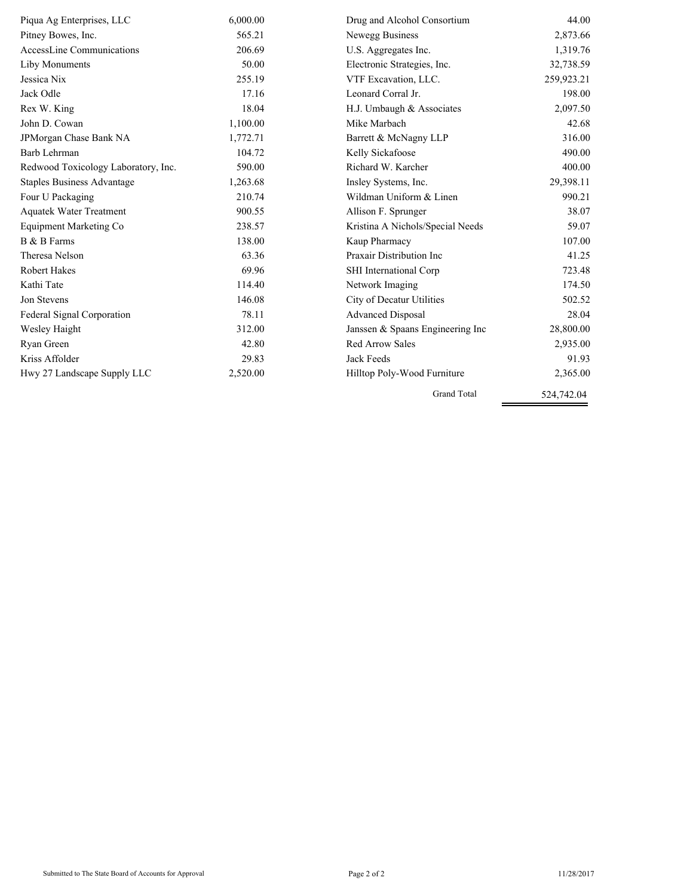| | |
|---|---|
| Piqua Ag Enterprises, LLC | 6,000.00 |
| Pitney Bowes, Inc. | 565.21 |
| AccessLine Communications | 206.69 |
| Liby Monuments | 50.00 |
| Jessica Nix | 255.19 |
| Jack Odle | 17.16 |
| Rex W. King | 18.04 |
| John D. Cowan | 1,100.00 |
| JPMorgan Chase Bank NA | 1,772.71 |
| Barb Lehrman | 104.72 |
| Redwood Toxicology Laboratory, Inc. | 590.00 |
| Staples Business Advantage | 1,263.68 |
| Four U Packaging | 210.74 |
| Aquatek Water Treatment | 900.55 |
| Equipment Marketing Co | 238.57 |
| B & B Farms | 138.00 |
| Theresa Nelson | 63.36 |
| Robert Hakes | 69.96 |
| Kathi Tate | 114.40 |
| Jon Stevens | 146.08 |
| Federal Signal Corporation | 78.11 |
| Wesley Haight | 312.00 |
| Ryan Green | 42.80 |
| Kriss Affolder | 29.83 |
| Hwy 27 Landscape Supply LLC | 2,520.00 |
| Drug and Alcohol Consortium | 44.00 |
| Newegg Business | 2,873.66 |
| U.S. Aggregates Inc. | 1,319.76 |
| Electronic Strategies, Inc. | 32,738.59 |
| VTF Excavation, LLC. | 259,923.21 |
| Leonard Corral Jr. | 198.00 |
| H.J. Umbaugh & Associates | 2,097.50 |
| Mike Marbach | 42.68 |
| Barrett & McNagny LLP | 316.00 |
| Kelly Sickafoose | 490.00 |
| Richard W. Karcher | 400.00 |
| Insley Systems, Inc. | 29,398.11 |
| Wildman Uniform & Linen | 990.21 |
| Allison F. Sprunger | 38.07 |
| Kristina A Nichols/Special Needs | 59.07 |
| Kaup Pharmacy | 107.00 |
| Praxair Distribution Inc | 41.25 |
| SHI International Corp | 723.48 |
| Network Imaging | 174.50 |
| City of Decatur Utilities | 502.52 |
| Advanced Disposal | 28.04 |
| Janssen & Spaans Engineering Inc | 28,800.00 |
| Red Arrow Sales | 2,935.00 |
| Jack Feeds | 91.93 |
| Hilltop Poly-Wood Furniture | 2,365.00 |
| Grand Total | 524,742.04 |

Submitted to The State Board of Accounts for Approval

11/28/2017